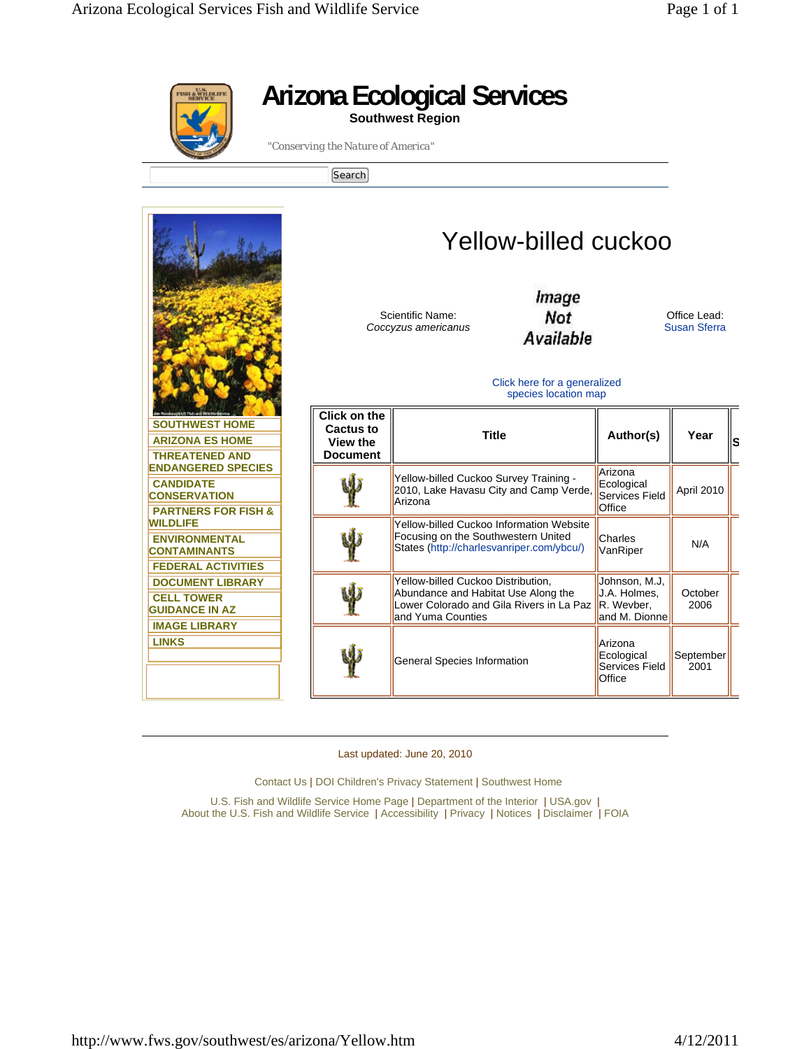# Arizona Ecological Services

**Southwest Region**

"Conserving the Nature of America"

Search

SOUTHWEST HOME
ARIZONA ES HOME
THREATENED AND ENDANGERED SPECIES
CANDIDATE CONSERVATION
PARTNERS FOR FISH & WILDLIFE
ENVIRONMENTAL CONTAMINANTS
FEDERAL ACTIVITIES
DOCUMENT LIBRARY
CELL TOWER GUIDANCE IN AZ
IMAGE LIBRARY
LINKS

## Yellow-billed cuckoo

Scientific Name:
*Coccyzus americanus*

Image Not Available

Office Lead:
Susan Sferra

Click here for a generalized species location map

| Click on the Cactus to View the Document | Title | Author(s) | Year | S |
|---|---|---|---|---|
| | Yellow-billed Cuckoo Survey Training - 2010, Lake Havasu City and Camp Verde, Arizona | Arizona Ecological Services Field Office | April 2010 | |
| | Yellow-billed Cuckoo Information Website Focusing on the Southwestern United States (http://charlesvanriper.com/ybcu/) | Charles VanRiper | N/A | |
| | Yellow-billed Cuckoo Distribution, Abundance and Habitat Use Along the Lower Colorado and Gila Rivers in La Paz and Yuma Counties | Johnson, M.J, J.A. Holmes, R. Wevber, and M. Dionne | October 2006 | |
| | General Species Information | Arizona Ecological Services Field Office | September 2001 | |

Last updated: June 20, 2010

Contact Us | DOI Children's Privacy Statement | Southwest Home

U.S. Fish and Wildlife Service Home Page | Department of the Interior | USA.gov |
About the U.S. Fish and Wildlife Service | Accessibility | Privacy | Notices | Disclaimer | FOIA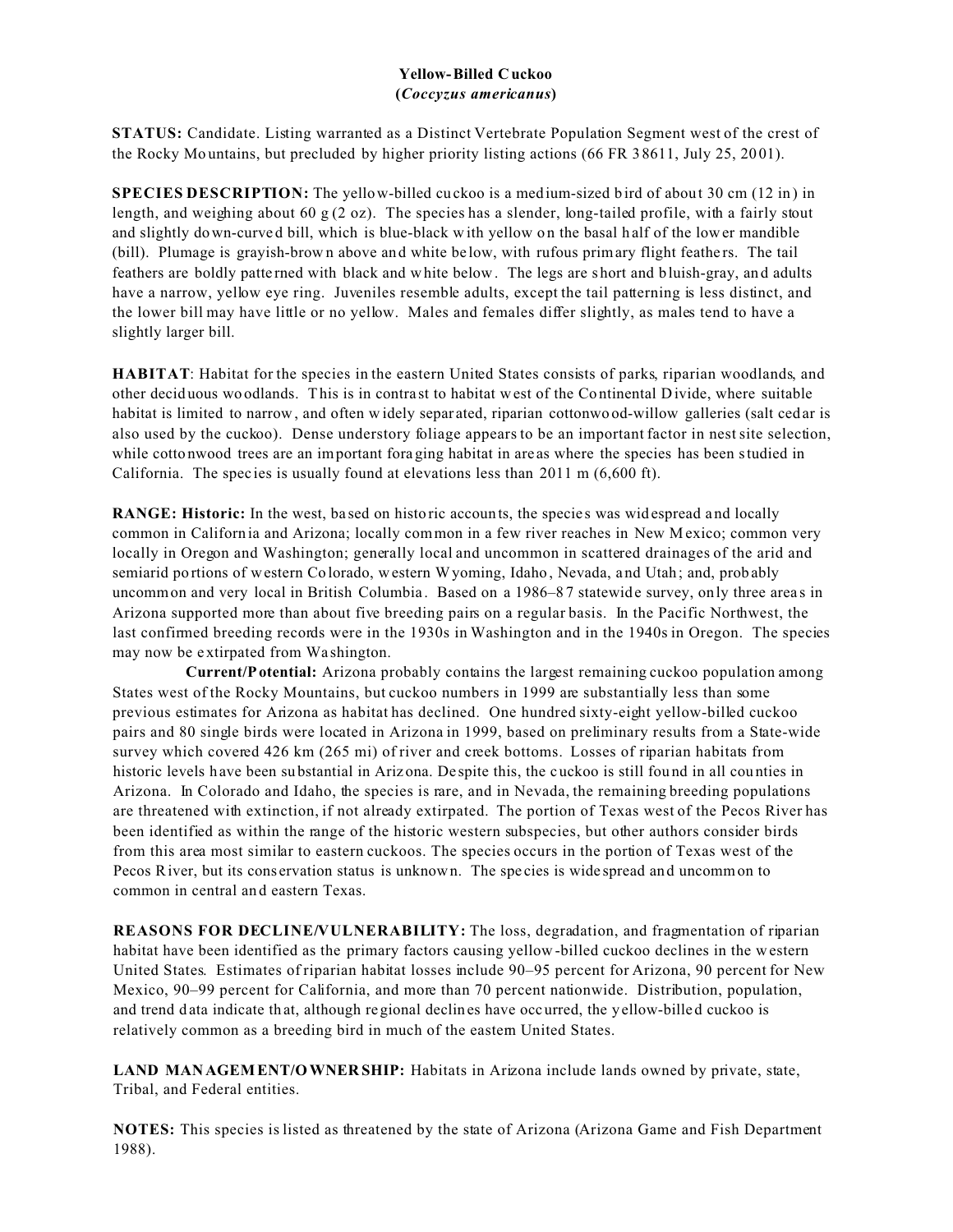**Yellow-Billed Cuckoo**
**(*Coccyzus americanus*)**

**STATUS:** Candidate. Listing warranted as a Distinct Vertebrate Population Segment west of the crest of the Rocky Mountains, but precluded by higher priority listing actions (66 FR 38611, July 25, 2001).

**SPECIES DESCRIPTION:** The yellow-billed cuckoo is a medium-sized bird of about 30 cm (12 in) in length, and weighing about 60 g (2 oz). The species has a slender, long-tailed profile, with a fairly stout and slightly down-curved bill, which is blue-black with yellow on the basal half of the lower mandible (bill). Plumage is grayish-brown above and white below, with rufous primary flight feathers. The tail feathers are boldly patterned with black and white below. The legs are short and bluish-gray, and adults have a narrow, yellow eye ring. Juveniles resemble adults, except the tail patterning is less distinct, and the lower bill may have little or no yellow. Males and females differ slightly, as males tend to have a slightly larger bill.

**HABITAT**: Habitat for the species in the eastern United States consists of parks, riparian woodlands, and other deciduous woodlands. This is in contrast to habitat west of the Continental Divide, where suitable habitat is limited to narrow, and often widely separated, riparian cottonwood-willow galleries (salt cedar is also used by the cuckoo). Dense understory foliage appears to be an important factor in nest site selection, while cottonwood trees are an important foraging habitat in areas where the species has been studied in California. The species is usually found at elevations less than 2011 m (6,600 ft).

**RANGE: Historic:** In the west, based on historic accounts, the species was widespread and locally common in California and Arizona; locally common in a few river reaches in New Mexico; common very locally in Oregon and Washington; generally local and uncommon in scattered drainages of the arid and semiarid portions of western Colorado, western Wyoming, Idaho, Nevada, and Utah; and, probably uncommon and very local in British Columbia. Based on a 1986–87 statewide survey, only three areas in Arizona supported more than about five breeding pairs on a regular basis. In the Pacific Northwest, the last confirmed breeding records were in the 1930s in Washington and in the 1940s in Oregon. The species may now be extirpated from Washington.

**Current/Potential:** Arizona probably contains the largest remaining cuckoo population among States west of the Rocky Mountains, but cuckoo numbers in 1999 are substantially less than some previous estimates for Arizona as habitat has declined. One hundred sixty-eight yellow-billed cuckoo pairs and 80 single birds were located in Arizona in 1999, based on preliminary results from a State-wide survey which covered 426 km (265 mi) of river and creek bottoms. Losses of riparian habitats from historic levels have been substantial in Arizona. Despite this, the cuckoo is still found in all counties in Arizona. In Colorado and Idaho, the species is rare, and in Nevada, the remaining breeding populations are threatened with extinction, if not already extirpated. The portion of Texas west of the Pecos River has been identified as within the range of the historic western subspecies, but other authors consider birds from this area most similar to eastern cuckoos. The species occurs in the portion of Texas west of the Pecos River, but its conservation status is unknown. The species is widespread and uncommon to common in central and eastern Texas.

**REASONS FOR DECLINE/VULNERABILITY:** The loss, degradation, and fragmentation of riparian habitat have been identified as the primary factors causing yellow-billed cuckoo declines in the western United States. Estimates of riparian habitat losses include 90–95 percent for Arizona, 90 percent for New Mexico, 90–99 percent for California, and more than 70 percent nationwide. Distribution, population, and trend data indicate that, although regional declines have occurred, the yellow-billed cuckoo is relatively common as a breeding bird in much of the eastern United States.

**LAND MANAGEMENT/OWNERSHIP:** Habitats in Arizona include lands owned by private, state, Tribal, and Federal entities.

**NOTES:** This species is listed as threatened by the state of Arizona (Arizona Game and Fish Department 1988).